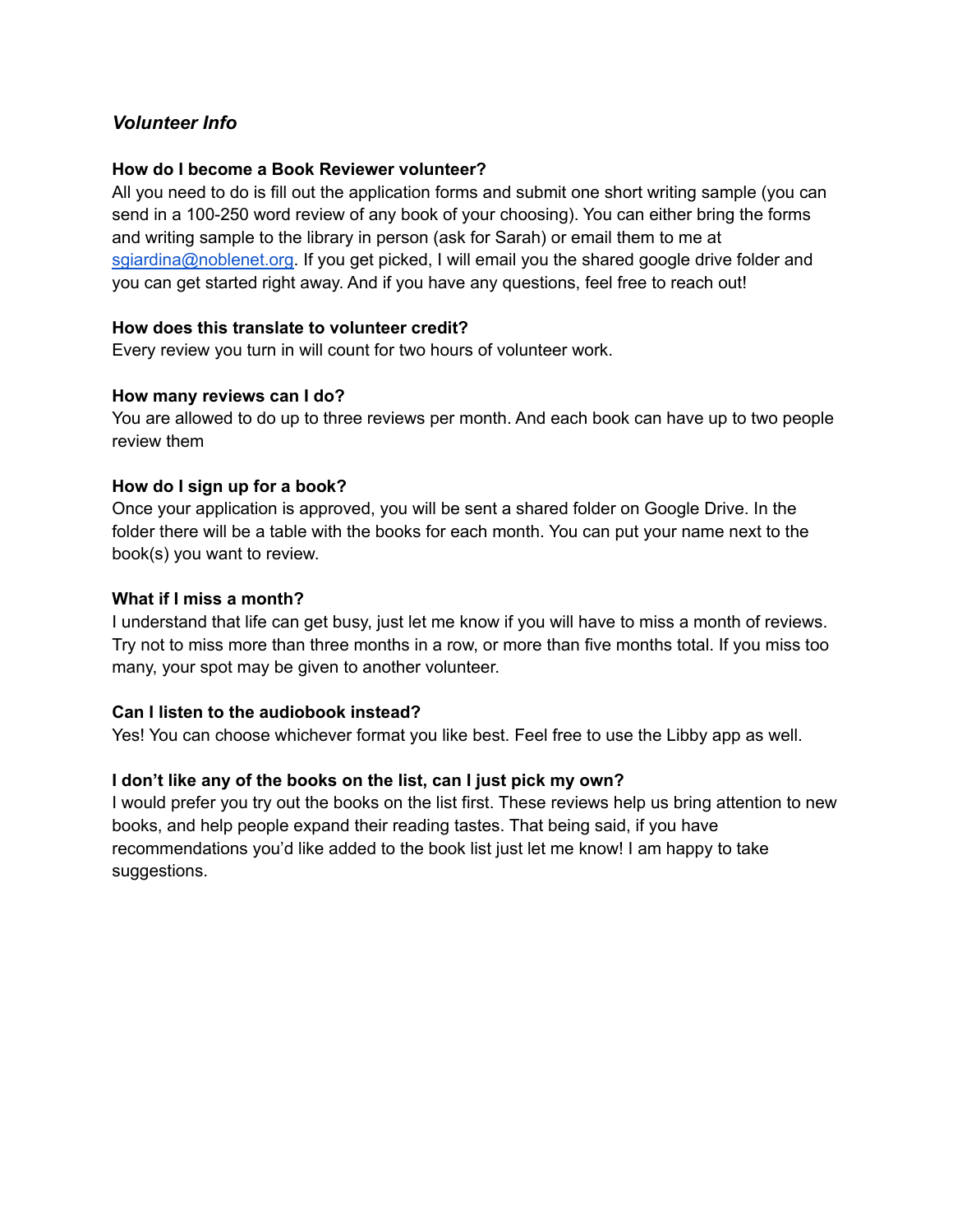## *Volunteer Info*

**How do I become a Book Reviewer volunteer?**
All you need to do is fill out the application forms and submit one short writing sample (you can send in a 100-250 word review of any book of your choosing). You can either bring the forms and writing sample to the library in person (ask for Sarah) or email them to me at [sgiardina@noblenet.org](mailto:sgiardina@noblenet.org). If you get picked, I will email you the shared google drive folder and you can get started right away. And if you have any questions, feel free to reach out!

**How does this translate to volunteer credit?**
Every review you turn in will count for two hours of volunteer work.

**How many reviews can I do?**
You are allowed to do up to three reviews per month. And each book can have up to two people review them

**How do I sign up for a book?**
Once your application is approved, you will be sent a shared folder on Google Drive. In the folder there will be a table with the books for each month. You can put your name next to the book(s) you want to review.

**What if I miss a month?**
I understand that life can get busy, just let me know if you will have to miss a month of reviews. Try not to miss more than three months in a row, or more than five months total. If you miss too many, your spot may be given to another volunteer.

**Can I listen to the audiobook instead?**
Yes! You can choose whichever format you like best. Feel free to use the Libby app as well.

**I don't like any of the books on the list, can I just pick my own?**
I would prefer you try out the books on the list first. These reviews help us bring attention to new books, and help people expand their reading tastes. That being said, if you have recommendations you'd like added to the book list just let me know! I am happy to take suggestions.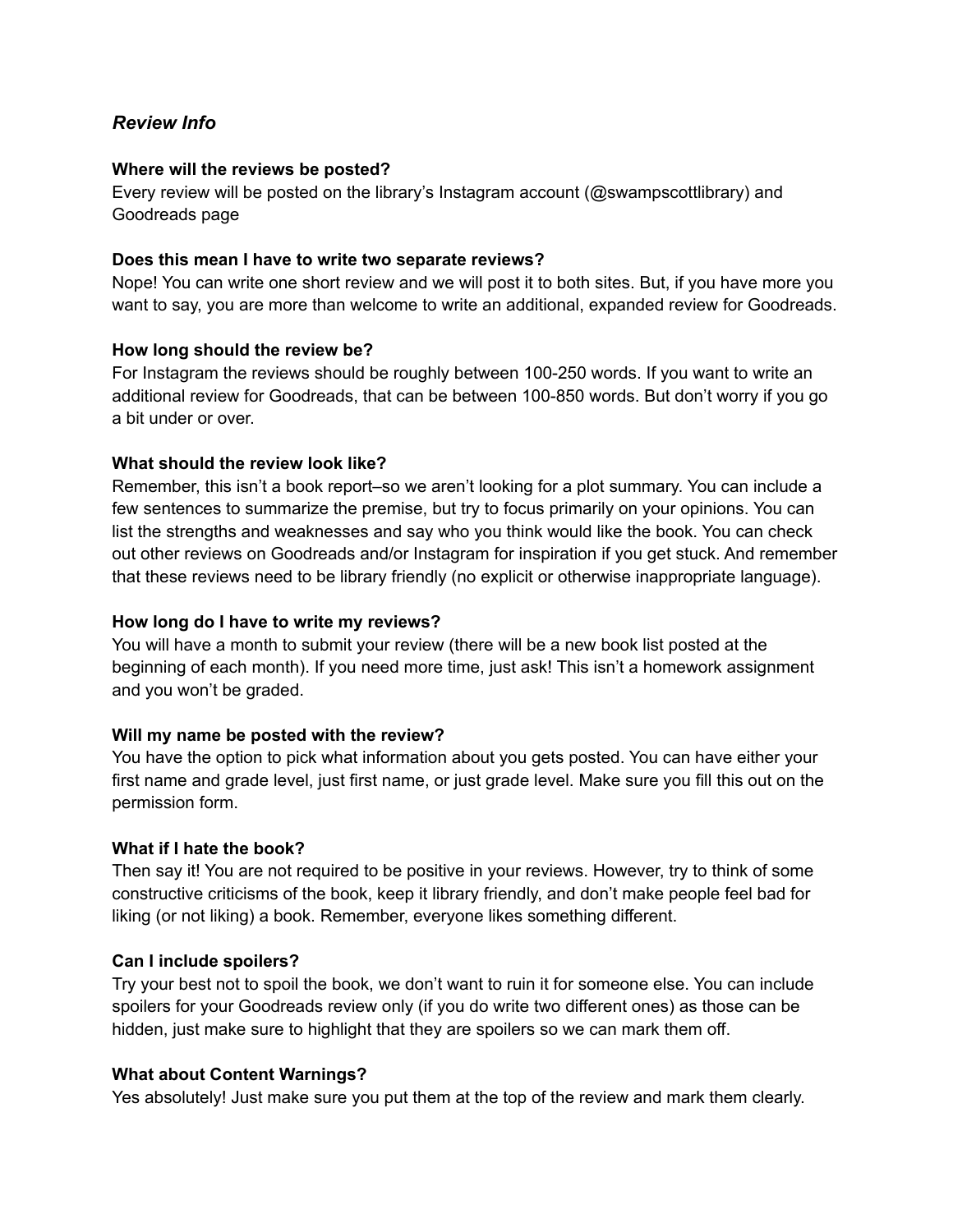### *Review Info*

**Where will the reviews be posted?**
Every review will be posted on the library's Instagram account (@swampscottlibrary) and Goodreads page

**Does this mean I have to write two separate reviews?**
Nope! You can write one short review and we will post it to both sites. But, if you have more you want to say, you are more than welcome to write an additional, expanded review for Goodreads.

**How long should the review be?**
For Instagram the reviews should be roughly between 100-250 words. If you want to write an additional review for Goodreads, that can be between 100-850 words. But don't worry if you go a bit under or over.

**What should the review look like?**
Remember, this isn't a book report–so we aren't looking for a plot summary. You can include a few sentences to summarize the premise, but try to focus primarily on your opinions. You can list the strengths and weaknesses and say who you think would like the book. You can check out other reviews on Goodreads and/or Instagram for inspiration if you get stuck. And remember that these reviews need to be library friendly (no explicit or otherwise inappropriate language).

**How long do I have to write my reviews?**
You will have a month to submit your review (there will be a new book list posted at the beginning of each month). If you need more time, just ask! This isn't a homework assignment and you won't be graded.

**Will my name be posted with the review?**
You have the option to pick what information about you gets posted. You can have either your first name and grade level, just first name, or just grade level. Make sure you fill this out on the permission form.

**What if I hate the book?**
Then say it! You are not required to be positive in your reviews. However, try to think of some constructive criticisms of the book, keep it library friendly, and don't make people feel bad for liking (or not liking) a book. Remember, everyone likes something different.

**Can I include spoilers?**
Try your best not to spoil the book, we don't want to ruin it for someone else. You can include spoilers for your Goodreads review only (if you do write two different ones) as those can be hidden, just make sure to highlight that they are spoilers so we can mark them off.

**What about Content Warnings?**
Yes absolutely! Just make sure you put them at the top of the review and mark them clearly.